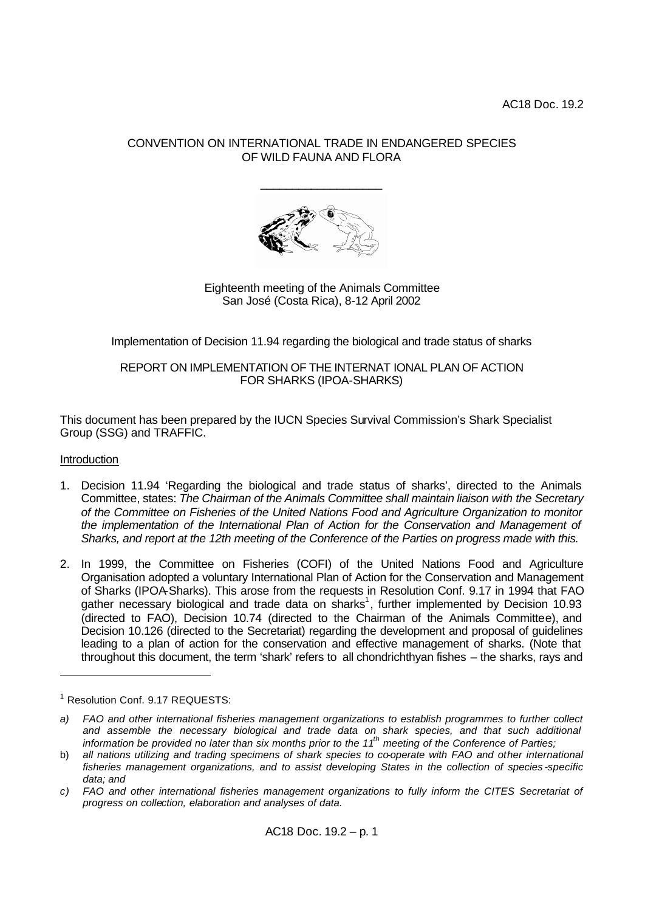AC18 Doc. 19.2

CONVENTION ON INTERNATIONAL TRADE IN ENDANGERED SPECIES
OF WILD FAUNA AND FLORA

\_\_\_\_\_\_\_\_\_\_\_\_\_\_\_\_\_\_\_\_

Eighteenth meeting of the Animals Committee
San José (Costa Rica), 8-12 April 2002

Implementation of Decision 11.94 regarding the biological and trade status of sharks

REPORT ON IMPLEMENTATION OF THE INTERNATIONAL PLAN OF ACTION
FOR SHARKS (IPOA-SHARKS)

This document has been prepared by the IUCN Species Survival Commission's Shark Specialist Group (SSG) and TRAFFIC.

Introduction

1. Decision 11.94 'Regarding the biological and trade status of sharks', directed to the Animals Committee, states: *The Chairman of the Animals Committee shall maintain liaison with the Secretary of the Committee on Fisheries of the United Nations Food and Agriculture Organization to monitor the implementation of the International Plan of Action for the Conservation and Management of Sharks, and report at the 12th meeting of the Conference of the Parties on progress made with this.*

2. In 1999, the Committee on Fisheries (COFI) of the United Nations Food and Agriculture Organisation adopted a voluntary International Plan of Action for the Conservation and Management of Sharks (IPOA-Sharks). This arose from the requests in Resolution Conf. 9.17 in 1994 that FAO gather necessary biological and trade data on sharks[1], further implemented by Decision 10.93 (directed to FAO), Decision 10.74 (directed to the Chairman of the Animals Committee), and Decision 10.126 (directed to the Secretariat) regarding the development and proposal of guidelines leading to a plan of action for the conservation and effective management of sharks. (Note that throughout this document, the term 'shark' refers to all chondrichthyan fishes – the sharks, rays and

---

[1] Resolution Conf. 9.17 REQUESTS:

a) *FAO and other international fisheries management organizations to establish programmes to further collect and assemble the necessary biological and trade data on shark species, and that such additional information be provided no later than six months prior to the 11th meeting of the Conference of Parties;*

b) *all nations utilizing and trading specimens of shark species to co-operate with FAO and other international fisheries management organizations, and to assist developing States in the collection of species-specific data; and*

c) *FAO and other international fisheries management organizations to fully inform the CITES Secretariat of progress on collection, elaboration and analyses of data.*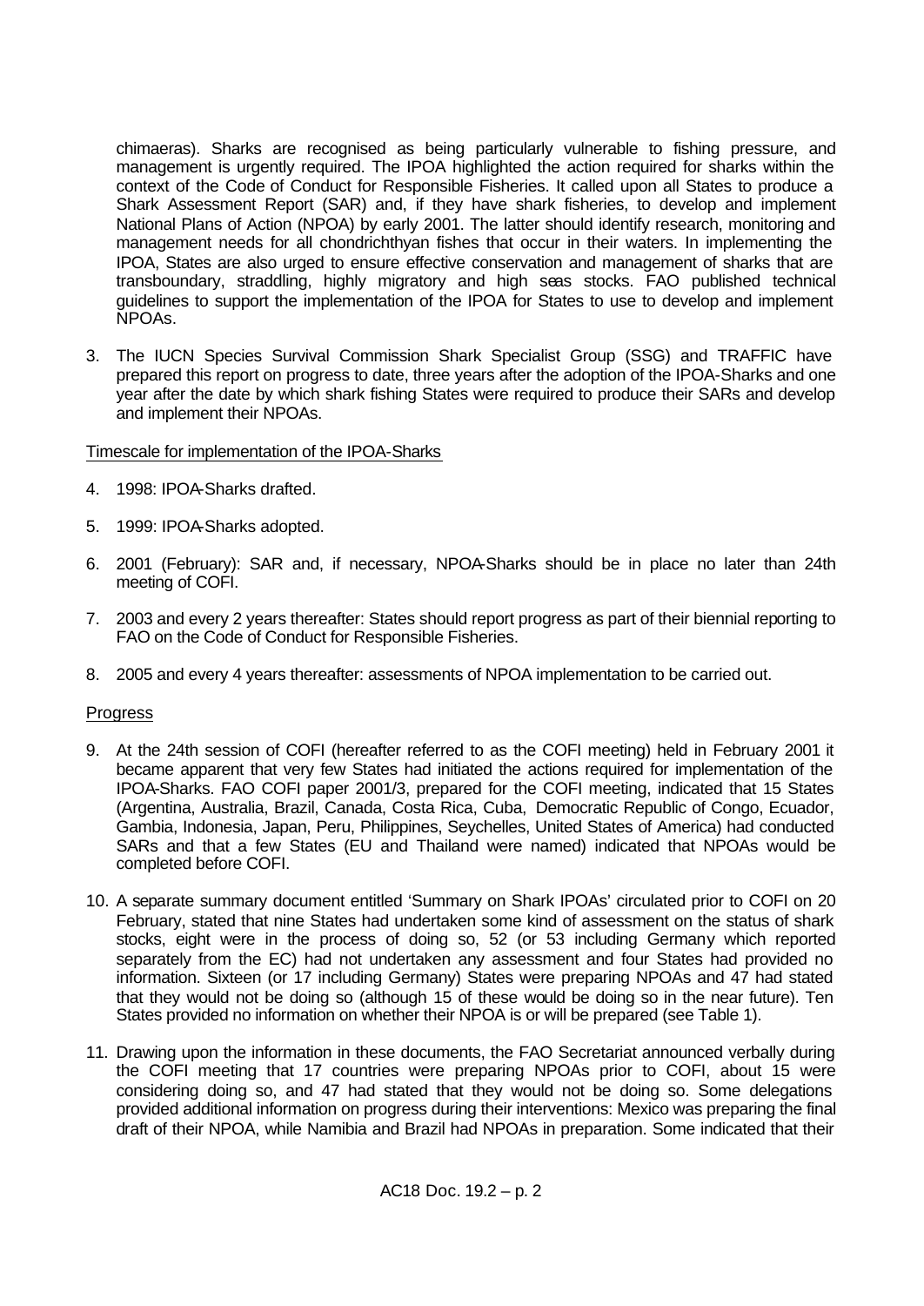chimaeras). Sharks are recognised as being particularly vulnerable to fishing pressure, and management is urgently required. The IPOA highlighted the action required for sharks within the context of the Code of Conduct for Responsible Fisheries. It called upon all States to produce a Shark Assessment Report (SAR) and, if they have shark fisheries, to develop and implement National Plans of Action (NPOA) by early 2001. The latter should identify research, monitoring and management needs for all chondrichthyan fishes that occur in their waters. In implementing the IPOA, States are also urged to ensure effective conservation and management of sharks that are transboundary, straddling, highly migratory and high seas stocks. FAO published technical guidelines to support the implementation of the IPOA for States to use to develop and implement NPOAs.

3. The IUCN Species Survival Commission Shark Specialist Group (SSG) and TRAFFIC have prepared this report on progress to date, three years after the adoption of the IPOA-Sharks and one year after the date by which shark fishing States were required to produce their SARs and develop and implement their NPOAs.

Timescale for implementation of the IPOA-Sharks

4. 1998: IPOA-Sharks drafted.

5. 1999: IPOA-Sharks adopted.

6. 2001 (February): SAR and, if necessary, NPOA-Sharks should be in place no later than 24th meeting of COFI.

7. 2003 and every 2 years thereafter: States should report progress as part of their biennial reporting to FAO on the Code of Conduct for Responsible Fisheries.

8. 2005 and every 4 years thereafter: assessments of NPOA implementation to be carried out.

Progress

9. At the 24th session of COFI (hereafter referred to as the COFI meeting) held in February 2001 it became apparent that very few States had initiated the actions required for implementation of the IPOA-Sharks. FAO COFI paper 2001/3, prepared for the COFI meeting, indicated that 15 States (Argentina, Australia, Brazil, Canada, Costa Rica, Cuba, Democratic Republic of Congo, Ecuador, Gambia, Indonesia, Japan, Peru, Philippines, Seychelles, United States of America) had conducted SARs and that a few States (EU and Thailand were named) indicated that NPOAs would be completed before COFI.

10. A separate summary document entitled 'Summary on Shark IPOAs' circulated prior to COFI on 20 February, stated that nine States had undertaken some kind of assessment on the status of shark stocks, eight were in the process of doing so, 52 (or 53 including Germany which reported separately from the EC) had not undertaken any assessment and four States had provided no information. Sixteen (or 17 including Germany) States were preparing NPOAs and 47 had stated that they would not be doing so (although 15 of these would be doing so in the near future). Ten States provided no information on whether their NPOA is or will be prepared (see Table 1).

11. Drawing upon the information in these documents, the FAO Secretariat announced verbally during the COFI meeting that 17 countries were preparing NPOAs prior to COFI, about 15 were considering doing so, and 47 had stated that they would not be doing so. Some delegations provided additional information on progress during their interventions: Mexico was preparing the final draft of their NPOA, while Namibia and Brazil had NPOAs in preparation. Some indicated that their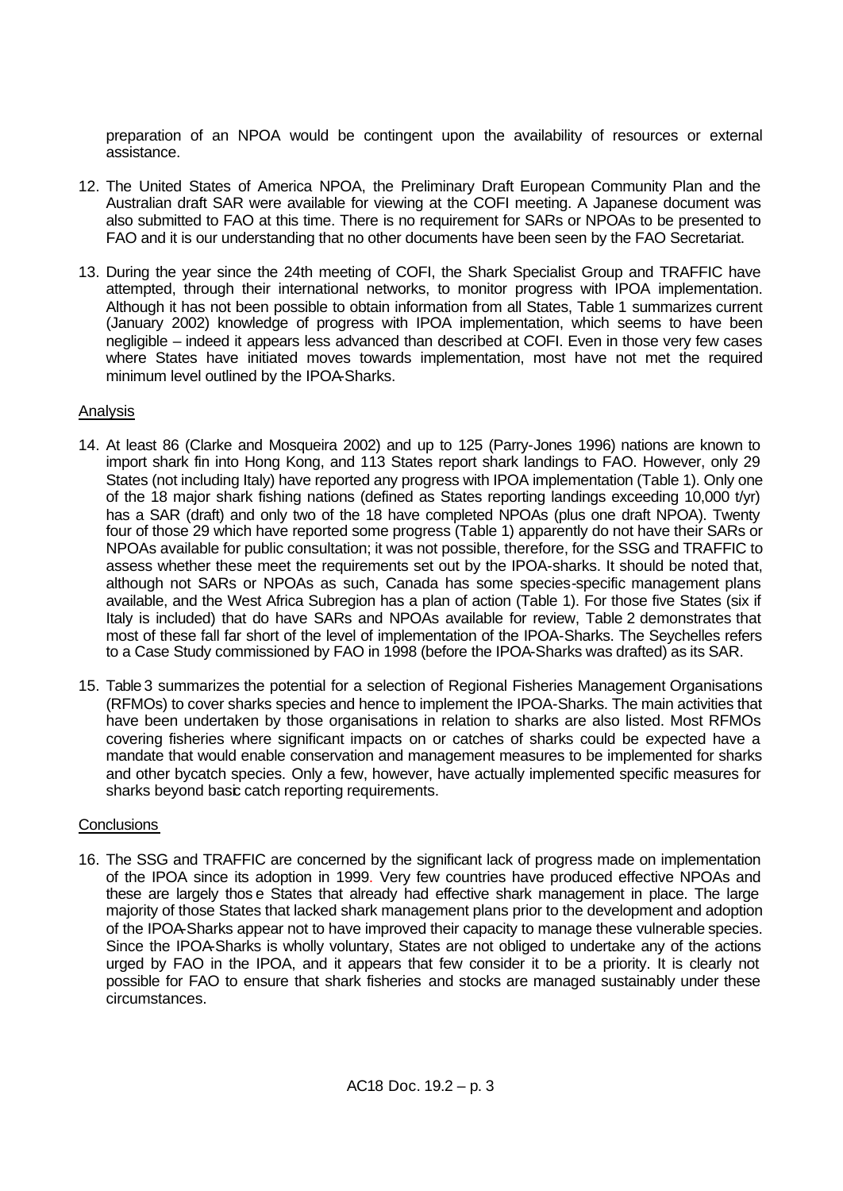preparation of an NPOA would be contingent upon the availability of resources or external assistance.

12. The United States of America NPOA, the Preliminary Draft European Community Plan and the Australian draft SAR were available for viewing at the COFI meeting. A Japanese document was also submitted to FAO at this time. There is no requirement for SARs or NPOAs to be presented to FAO and it is our understanding that no other documents have been seen by the FAO Secretariat.

13. During the year since the 24th meeting of COFI, the Shark Specialist Group and TRAFFIC have attempted, through their international networks, to monitor progress with IPOA implementation. Although it has not been possible to obtain information from all States, Table 1 summarizes current (January 2002) knowledge of progress with IPOA implementation, which seems to have been negligible – indeed it appears less advanced than described at COFI. Even in those very few cases where States have initiated moves towards implementation, most have not met the required minimum level outlined by the IPOA-Sharks.

Analysis

14. At least 86 (Clarke and Mosqueira 2002) and up to 125 (Parry-Jones 1996) nations are known to import shark fin into Hong Kong, and 113 States report shark landings to FAO. However, only 29 States (not including Italy) have reported any progress with IPOA implementation (Table 1). Only one of the 18 major shark fishing nations (defined as States reporting landings exceeding 10,000 t/yr) has a SAR (draft) and only two of the 18 have completed NPOAs (plus one draft NPOA). Twenty four of those 29 which have reported some progress (Table 1) apparently do not have their SARs or NPOAs available for public consultation; it was not possible, therefore, for the SSG and TRAFFIC to assess whether these meet the requirements set out by the IPOA-sharks. It should be noted that, although not SARs or NPOAs as such, Canada has some species-specific management plans available, and the West Africa Subregion has a plan of action (Table 1). For those five States (six if Italy is included) that do have SARs and NPOAs available for review, Table 2 demonstrates that most of these fall far short of the level of implementation of the IPOA-Sharks. The Seychelles refers to a Case Study commissioned by FAO in 1998 (before the IPOA-Sharks was drafted) as its SAR.

15. Table 3 summarizes the potential for a selection of Regional Fisheries Management Organisations (RFMOs) to cover sharks species and hence to implement the IPOA-Sharks. The main activities that have been undertaken by those organisations in relation to sharks are also listed. Most RFMOs covering fisheries where significant impacts on or catches of sharks could be expected have a mandate that would enable conservation and management measures to be implemented for sharks and other bycatch species. Only a few, however, have actually implemented specific measures for sharks beyond basic catch reporting requirements.

Conclusions

16. The SSG and TRAFFIC are concerned by the significant lack of progress made on implementation of the IPOA since its adoption in 1999. Very few countries have produced effective NPOAs and these are largely those States that already had effective shark management in place. The large majority of those States that lacked shark management plans prior to the development and adoption of the IPOA-Sharks appear not to have improved their capacity to manage these vulnerable species. Since the IPOA-Sharks is wholly voluntary, States are not obliged to undertake any of the actions urged by FAO in the IPOA, and it appears that few consider it to be a priority. It is clearly not possible for FAO to ensure that shark fisheries and stocks are managed sustainably under these circumstances.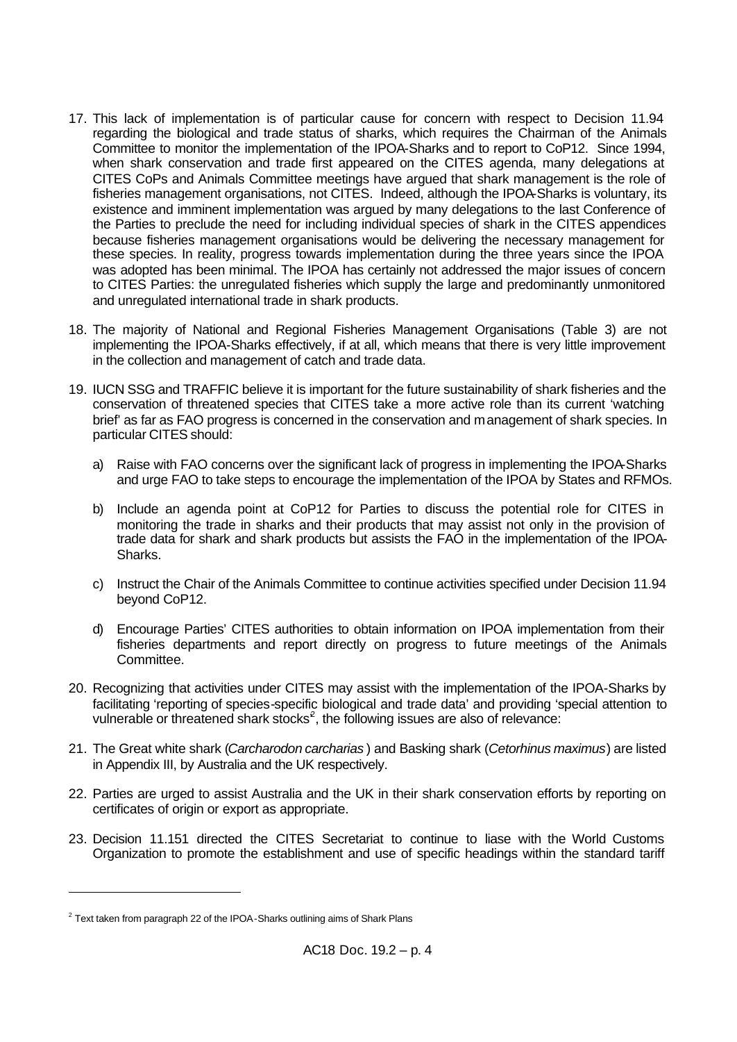17. This lack of implementation is of particular cause for concern with respect to Decision 11.94 regarding the biological and trade status of sharks, which requires the Chairman of the Animals Committee to monitor the implementation of the IPOA-Sharks and to report to CoP12. Since 1994, when shark conservation and trade first appeared on the CITES agenda, many delegations at CITES CoPs and Animals Committee meetings have argued that shark management is the role of fisheries management organisations, not CITES. Indeed, although the IPOA-Sharks is voluntary, its existence and imminent implementation was argued by many delegations to the last Conference of the Parties to preclude the need for including individual species of shark in the CITES appendices because fisheries management organisations would be delivering the necessary management for these species. In reality, progress towards implementation during the three years since the IPOA was adopted has been minimal. The IPOA has certainly not addressed the major issues of concern to CITES Parties: the unregulated fisheries which supply the large and predominantly unmonitored and unregulated international trade in shark products.

18. The majority of National and Regional Fisheries Management Organisations (Table 3) are not implementing the IPOA-Sharks effectively, if at all, which means that there is very little improvement in the collection and management of catch and trade data.

19. IUCN SSG and TRAFFIC believe it is important for the future sustainability of shark fisheries and the conservation of threatened species that CITES take a more active role than its current 'watching brief' as far as FAO progress is concerned in the conservation and management of shark species. In particular CITES should:

    a) Raise with FAO concerns over the significant lack of progress in implementing the IPOA-Sharks and urge FAO to take steps to encourage the implementation of the IPOA by States and RFMOs.

    b) Include an agenda point at CoP12 for Parties to discuss the potential role for CITES in monitoring the trade in sharks and their products that may assist not only in the provision of trade data for shark and shark products but assists the FAO in the implementation of the IPOA-Sharks.

    c) Instruct the Chair of the Animals Committee to continue activities specified under Decision 11.94 beyond CoP12.

    d) Encourage Parties' CITES authorities to obtain information on IPOA implementation from their fisheries departments and report directly on progress to future meetings of the Animals Committee.

20. Recognizing that activities under CITES may assist with the implementation of the IPOA-Sharks by facilitating 'reporting of species-specific biological and trade data' and providing 'special attention to vulnerable or threatened shark stocks'[2], the following issues are also of relevance:

21. The Great white shark (*Carcharodon carcharias*) and Basking shark (*Cetorhinus maximus*) are listed in Appendix III, by Australia and the UK respectively.

22. Parties are urged to assist Australia and the UK in their shark conservation efforts by reporting on certificates of origin or export as appropriate.

23. Decision 11.151 directed the CITES Secretariat to continue to liase with the World Customs Organization to promote the establishment and use of specific headings within the standard tariff

---

[2] Text taken from paragraph 22 of the IPOA-Sharks outlining aims of Shark Plans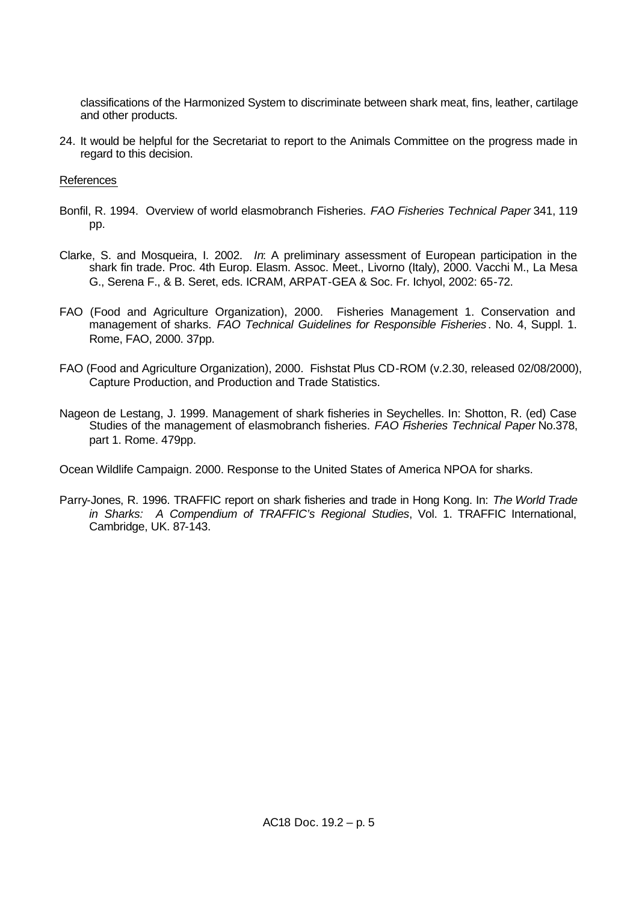classifications of the Harmonized System to discriminate between shark meat, fins, leather, cartilage and other products.

24. It would be helpful for the Secretariat to report to the Animals Committee on the progress made in regard to this decision.

References

Bonfil, R. 1994. Overview of world elasmobranch Fisheries. *FAO Fisheries Technical Paper* 341, 119 pp.

Clarke, S. and Mosqueira, I. 2002. *In*: A preliminary assessment of European participation in the shark fin trade. Proc. 4th Europ. Elasm. Assoc. Meet., Livorno (Italy), 2000. Vacchi M., La Mesa G., Serena F., & B. Seret, eds. ICRAM, ARPAT-GEA & Soc. Fr. Ichyol, 2002: 65-72.

FAO (Food and Agriculture Organization), 2000. Fisheries Management 1. Conservation and management of sharks. *FAO Technical Guidelines for Responsible Fisheries*. No. 4, Suppl. 1. Rome, FAO, 2000. 37pp.

FAO (Food and Agriculture Organization), 2000. Fishstat Plus CD-ROM (v.2.30, released 02/08/2000), Capture Production, and Production and Trade Statistics.

Nageon de Lestang, J. 1999. Management of shark fisheries in Seychelles. In: Shotton, R. (ed) Case Studies of the management of elasmobranch fisheries. *FAO Fisheries Technical Paper* No.378, part 1. Rome. 479pp.

Ocean Wildlife Campaign. 2000. Response to the United States of America NPOA for sharks.

Parry-Jones, R. 1996. TRAFFIC report on shark fisheries and trade in Hong Kong. In: *The World Trade in Sharks: A Compendium of TRAFFIC's Regional Studies*, Vol. 1. TRAFFIC International, Cambridge, UK. 87-143.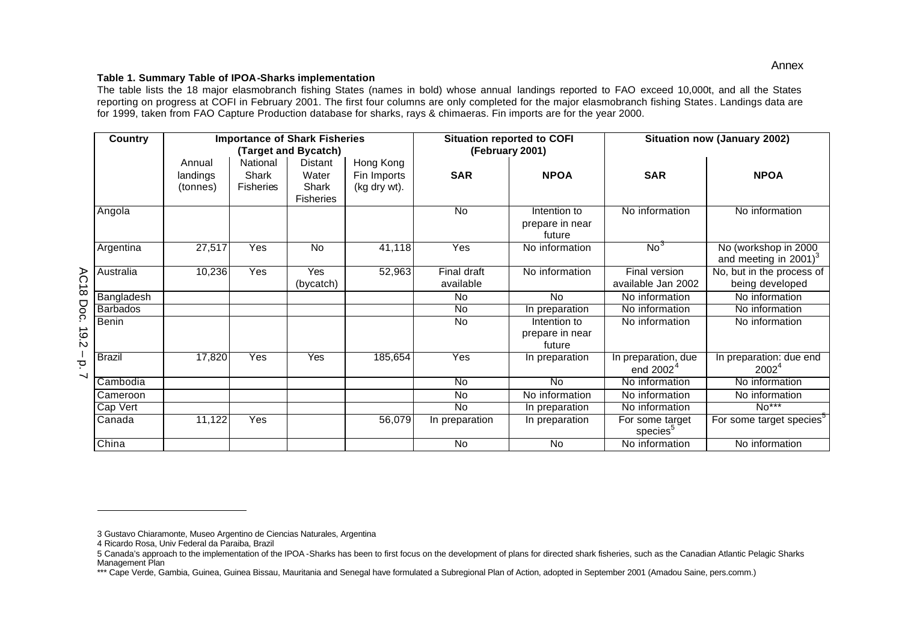Annex

**Table 1. Summary Table of IPOA-Sharks implementation**

The table lists the 18 major elasmobranch fishing States (names in bold) whose annual landings reported to FAO exceed 10,000t, and all the States reporting on progress at COFI in February 2001. The first four columns are only completed for the major elasmobranch fishing States. Landings data are for 1999, taken from FAO Capture Production database for sharks, rays & chimaeras. Fin imports are for the year 2000.

| Country | Importance of Shark Fisheries (Target and Bycatch) | | | | Situation reported to COFI (February 2001) | | Situation now (January 2002) | |
|---|---|---|---|---|---|---|---|---|
| | Annual landings (tonnes) | National Shark Fisheries | Distant Water Shark Fisheries | Hong Kong Fin Imports (kg dry wt). | **SAR** | **NPOA** | **SAR** | **NPOA** |
| Angola | | | | | No | Intention to prepare in near future | No information | No information |
| Argentina | 27,517 | Yes | No | 41,118 | Yes | No information | No[3] | No (workshop in 2000 and meeting in 2001)[3] |
| Australia | 10,236 | Yes | Yes (bycatch) | 52,963 | Final draft available | No information | Final version available Jan 2002 | No, but in the process of being developed |
| Bangladesh | | | | | No | No | No information | No information |
| Barbados | | | | | No | In preparation | No information | No information |
| Benin | | | | | No | Intention to prepare in near future | No information | No information |
| Brazil | 17,820 | Yes | Yes | 185,654 | Yes | In preparation | In preparation, due end 2002[4] | In preparation: due end 2002[4] |
| Cambodia | | | | | No | No | No information | No information |
| Cameroon | | | | | No | No information | No information | No information |
| Cap Vert | | | | | No | In preparation | No information | No*** |
| Canada | 11,122 | Yes | | 56,079 | In preparation | In preparation | For some target species[5] | For some target species[5] |
| China | | | | | No | No | No information | No information |

3 Gustavo Chiaramonte, Museo Argentino de Ciencias Naturales, Argentina

4 Ricardo Rosa, Univ Federal da Paraiba, Brazil

5 Canada's approach to the implementation of the IPOA-Sharks has been to first focus on the development of plans for directed shark fisheries, such as the Canadian Atlantic Pelagic Sharks Management Plan

*** Cape Verde, Gambia, Guinea, Guinea Bissau, Mauritania and Senegal have formulated a Subregional Plan of Action, adopted in September 2001 (Amadou Saine, pers.comm.)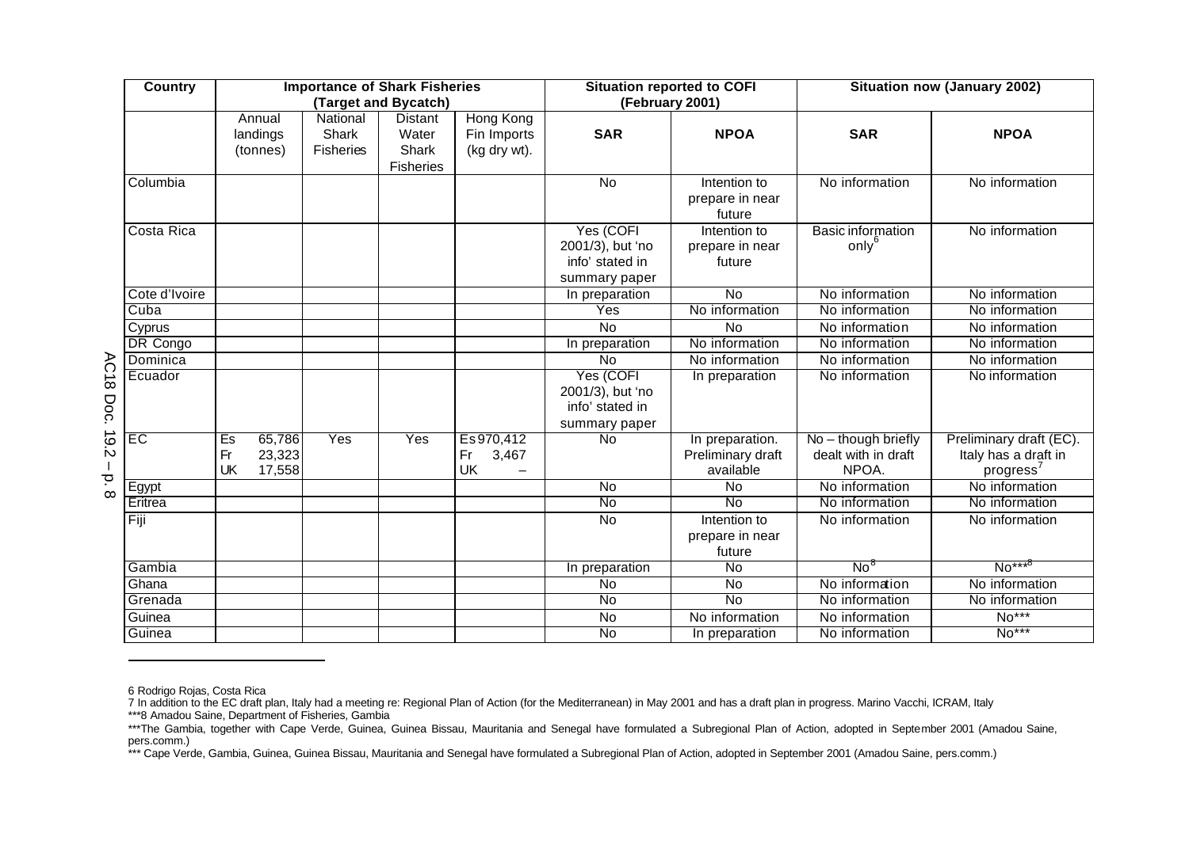| Country | Importance of Shark Fisheries (Target and Bycatch) | | | | Situation reported to COFI (February 2001) | | Situation now (January 2002) | |
|---|---|---|---|---|---|---|---|---|
| | Annual landings (tonnes) | National Shark Fisheries | Distant Water Shark Fisheries | Hong Kong Fin Imports (kg dry wt). | SAR | NPOA | SAR | NPOA |
| Columbia | | | | | No | Intention to prepare in near future | No information | No information |
| Costa Rica | | | | | Yes (COFI 2001/3), but 'no info' stated in summary paper | Intention to prepare in near future | Basic information only[6] | No information |
| Cote d'Ivoire | | | | | In preparation | No | No information | No information |
| Cuba | | | | | Yes | No information | No information | No information |
| Cyprus | | | | | No | No | No information | No information |
| DR Congo | | | | | In preparation | No information | No information | No information |
| Dominica | | | | | No | No information | No information | No information |
| Ecuador | | | | | Yes (COFI 2001/3), but 'no info' stated in summary paper | In preparation | No information | No information |
| EC | Es 65,786<br>Fr 23,323<br>UK 17,558 | Yes | Yes | Es 970,412<br>Fr 3,467<br>UK – | No | In preparation. Preliminary draft available | No – though briefly dealt with in draft NPOA. | Preliminary draft (EC). Italy has a draft in progress[7] |
| Egypt | | | | | No | No | No information | No information |
| Eritrea | | | | | No | No | No information | No information |
| Fiji | | | | | No | Intention to prepare in near future | No information | No information |
| Gambia | | | | | In preparation | No | No[8] | No***[8] |
| Ghana | | | | | No | No | No information | No information |
| Grenada | | | | | No | No | No information | No information |
| Guinea | | | | | No | No information | No information | No*** |
| Guinea | | | | | No | In preparation | No information | No*** |

6 Rodrigo Rojas, Costa Rica

7 In addition to the EC draft plan, Italy had a meeting re: Regional Plan of Action (for the Mediterranean) in May 2001 and has a draft plan in progress. Marino Vacchi, ICRAM, Italy

***8 Amadou Saine, Department of Fisheries, Gambia

***The Gambia, together with Cape Verde, Guinea, Guinea Bissau, Mauritania and Senegal have formulated a Subregional Plan of Action, adopted in September 2001 (Amadou Saine, pers.comm.)

*** Cape Verde, Gambia, Guinea, Guinea Bissau, Mauritania and Senegal have formulated a Subregional Plan of Action, adopted in September 2001 (Amadou Saine, pers.comm.)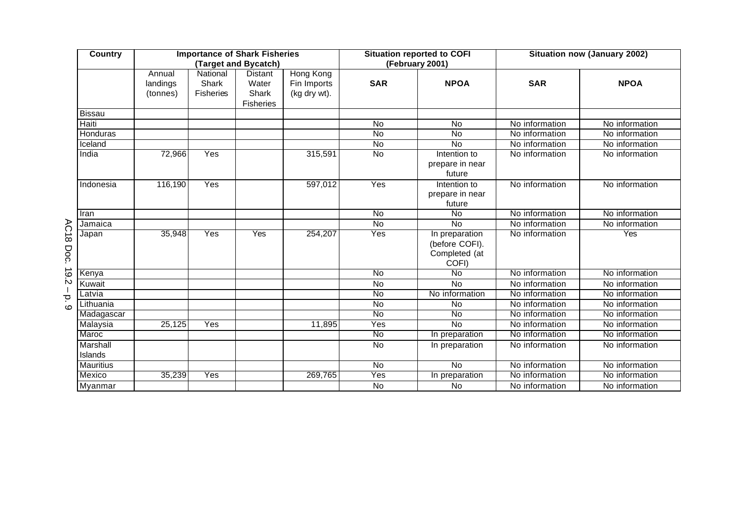| Country | Importance of Shark Fisheries (Target and Bycatch) | | | | Situation reported to COFI (February 2001) | | Situation now (January 2002) | |
|---|---|---|---|---|---|---|---|---|
| | Annual landings (tonnes) | National Shark Fisheries | Distant Water Shark Fisheries | Hong Kong Fin Imports (kg dry wt). | **SAR** | **NPOA** | **SAR** | **NPOA** |
| Bissau | | | | | | | | |
| Haiti | | | | | No | No | No information | No information |
| Honduras | | | | | No | No | No information | No information |
| Iceland | | | | | No | No | No information | No information |
| India | 72,966 | Yes | | 315,591 | No | Intention to prepare in near future | No information | No information |
| Indonesia | 116,190 | Yes | | 597,012 | Yes | Intention to prepare in near future | No information | No information |
| Iran | | | | | No | No | No information | No information |
| Jamaica | | | | | No | No | No information | No information |
| Japan | 35,948 | Yes | Yes | 254,207 | Yes | In preparation (before COFI). Completed (at COFI) | No information | Yes |
| Kenya | | | | | No | No | No information | No information |
| Kuwait | | | | | No | No | No information | No information |
| Latvia | | | | | No | No information | No information | No information |
| Lithuania | | | | | No | No | No information | No information |
| Madagascar | | | | | No | No | No information | No information |
| Malaysia | 25,125 | Yes | | 11,895 | Yes | No | No information | No information |
| Maroc | | | | | No | In preparation | No information | No information |
| Marshall Islands | | | | | No | In preparation | No information | No information |
| Mauritius | | | | | No | No | No information | No information |
| Mexico | 35,239 | Yes | | 269,765 | Yes | In preparation | No information | No information |
| Myanmar | | | | | No | No | No information | No information |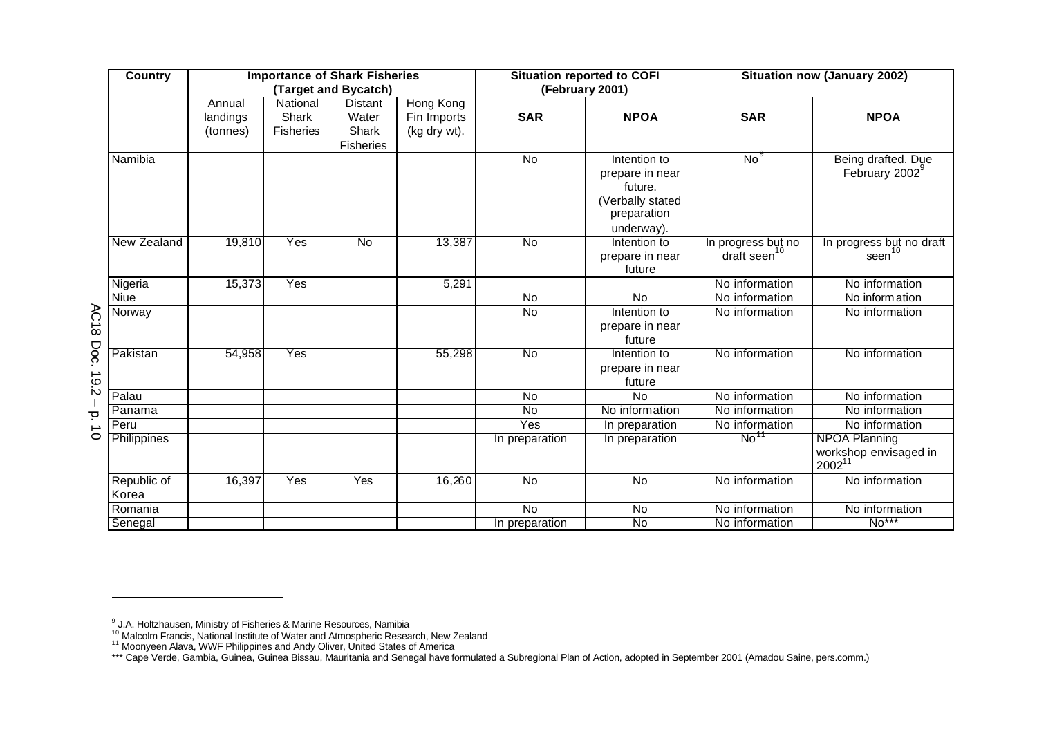| Country | Importance of Shark Fisheries (Target and Bycatch) | | | | Situation reported to COFI (February 2001) | | Situation now (January 2002) | |
|---|---|---|---|---|---|---|---|---|
| | Annual landings (tonnes) | National Shark Fisheries | Distant Water Shark Fisheries | Hong Kong Fin Imports (kg dry wt). | **SAR** | **NPOA** | **SAR** | **NPOA** |
| Namibia | | | | | No | Intention to prepare in near future. (Verbally stated preparation underway). | No[9] | Being drafted. Due February 2002[9] |
| New Zealand | 19,810 | Yes | No | 13,387 | No | Intention to prepare in near future | In progress but no draft seen[10] | In progress but no draft seen[10] |
| Nigeria | 15,373 | Yes | | 5,291 | | | No information | No information |
| Niue | | | | | No | No | No information | No information |
| Norway | | | | | No | Intention to prepare in near future | No information | No information |
| Pakistan | 54,958 | Yes | | 55,298 | No | Intention to prepare in near future | No information | No information |
| Palau | | | | | No | No | No information | No information |
| Panama | | | | | No | No information | No information | No information |
| Peru | | | | | Yes | In preparation | No information | No information |
| Philippines | | | | | In preparation | In preparation | No[11] | NPOA Planning workshop envisaged in 2002[11] |
| Republic of Korea | 16,397 | Yes | Yes | 16,260 | No | No | No information | No information |
| Romania | | | | | No | No | No information | No information |
| Senegal | | | | | In preparation | No | No information | No*** |

[9] J.A. Holtzhausen, Ministry of Fisheries & Marine Resources, Namibia

[10] Malcolm Francis, National Institute of Water and Atmospheric Research, New Zealand

[11] Moonyeen Alava, WWF Philippines and Andy Oliver, United States of America

*** Cape Verde, Gambia, Guinea, Guinea Bissau, Mauritania and Senegal have formulated a Subregional Plan of Action, adopted in September 2001 (Amadou Saine, pers.comm.)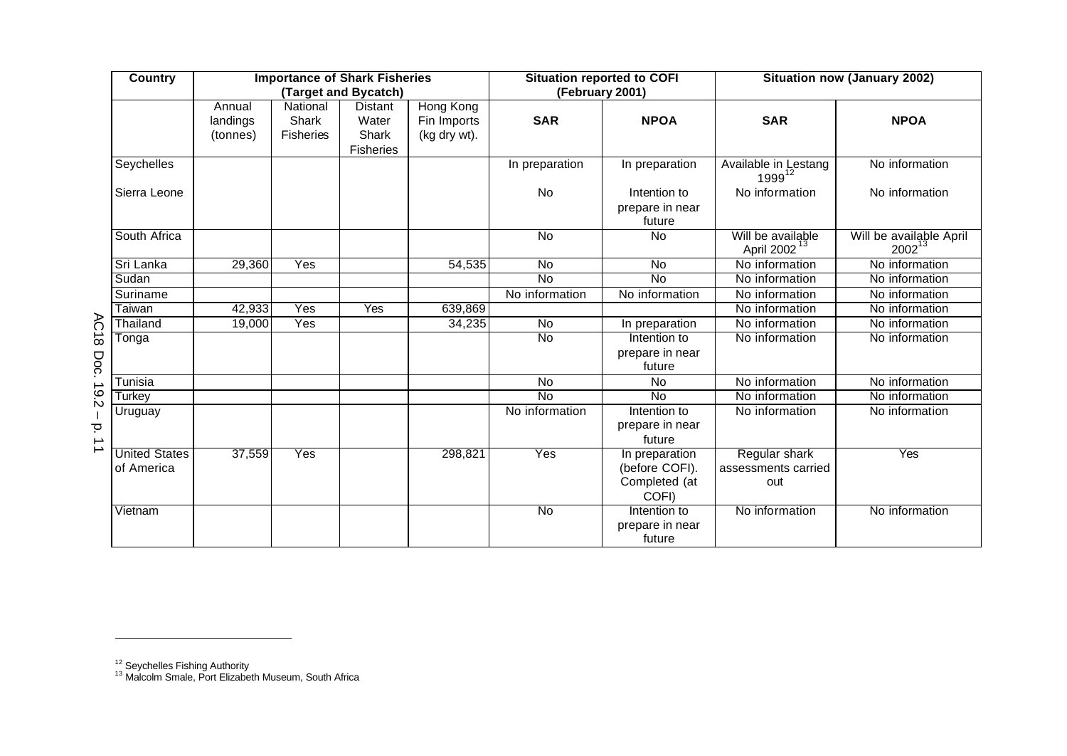| Country | Importance of Shark Fisheries (Target and Bycatch) | | | | Situation reported to COFI (February 2001) | | Situation now (January 2002) | |
|---|---|---|---|---|---|---|---|---|
| | Annual landings (tonnes) | National Shark Fisheries | Distant Water Shark Fisheries | Hong Kong Fin Imports (kg dry wt). | **SAR** | **NPOA** | **SAR** | **NPOA** |
| Seychelles | | | | | In preparation | In preparation | Available in Lestang 1999[12] | No information |
| Sierra Leone | | | | | No | Intention to prepare in near future | No information | No information |
| South Africa | | | | | No | No | Will be available April 2002[13] | Will be available April 2002[13] |
| Sri Lanka | 29,360 | Yes | | 54,535 | No | No | No information | No information |
| Sudan | | | | | No | No | No information | No information |
| Suriname | | | | | No information | No information | No information | No information |
| Taiwan | 42,933 | Yes | Yes | 639,869 | | | No information | No information |
| Thailand | 19,000 | Yes | | 34,235 | No | In preparation | No information | No information |
| Tonga | | | | | No | Intention to prepare in near future | No information | No information |
| Tunisia | | | | | No | No | No information | No information |
| Turkey | | | | | No | No | No information | No information |
| Uruguay | | | | | No information | Intention to prepare in near future | No information | No information |
| United States of America | 37,559 | Yes | | 298,821 | Yes | In preparation (before COFI). Completed (at COFI) | Regular shark assessments carried out | Yes |
| Vietnam | | | | | No | Intention to prepare in near future | No information | No information |

[12] Seychelles Fishing Authority

[13] Malcolm Smale, Port Elizabeth Museum, South Africa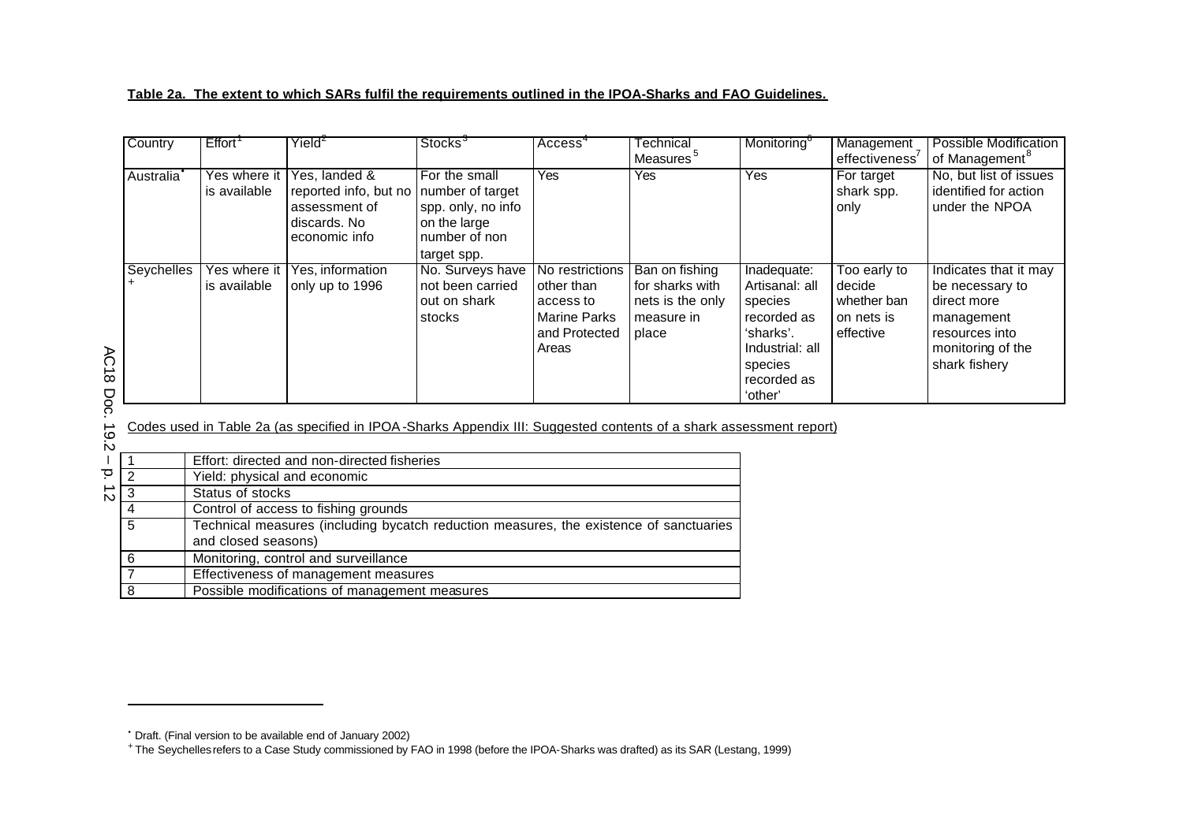**Table 2a. The extent to which SARs fulfil the requirements outlined in the IPOA-Sharks and FAO Guidelines.**

| Country | Effort[1] | Yield[2] | Stocks[3] | Access[4] | Technical Measures[5] | Monitoring[6] | Management effectiveness[7] | Possible Modification of Management[8] |
|---|---|---|---|---|---|---|---|---|
| Australia[•] | Yes where it is available | Yes, landed & reported info, but no assessment of discards. No economic info | For the small number of target spp. only, no info on the large number of non target spp. | Yes | Yes | Yes | For target shark spp. only | No, but list of issues identified for action under the NPOA |
| Seychelles[+] | Yes where it is available | Yes, information only up to 1996 | No. Surveys have not been carried out on shark stocks | No restrictions other than access to Marine Parks and Protected Areas | Ban on fishing for sharks with nets is the only measure in place | Inadequate: Artisanal: all species recorded as 'sharks'. Industrial: all species recorded as 'other' | Too early to decide whether ban on nets is effective | Indicates that it may be necessary to direct more management resources into monitoring of the shark fishery |

Codes used in Table 2a (as specified in IPOA-Sharks Appendix III: Suggested contents of a shark assessment report)

| | |
|---|---|
| 1 | Effort: directed and non-directed fisheries |
| 2 | Yield: physical and economic |
| 3 | Status of stocks |
| 4 | Control of access to fishing grounds |
| 5 | Technical measures (including bycatch reduction measures, the existence of sanctuaries and closed seasons) |
| 6 | Monitoring, control and surveillance |
| 7 | Effectiveness of management measures |
| 8 | Possible modifications of management measures |

[•] Draft. (Final version to be available end of January 2002)

[+] The Seychelles refers to a Case Study commissioned by FAO in 1998 (before the IPOA-Sharks was drafted) as its SAR (Lestang, 1999)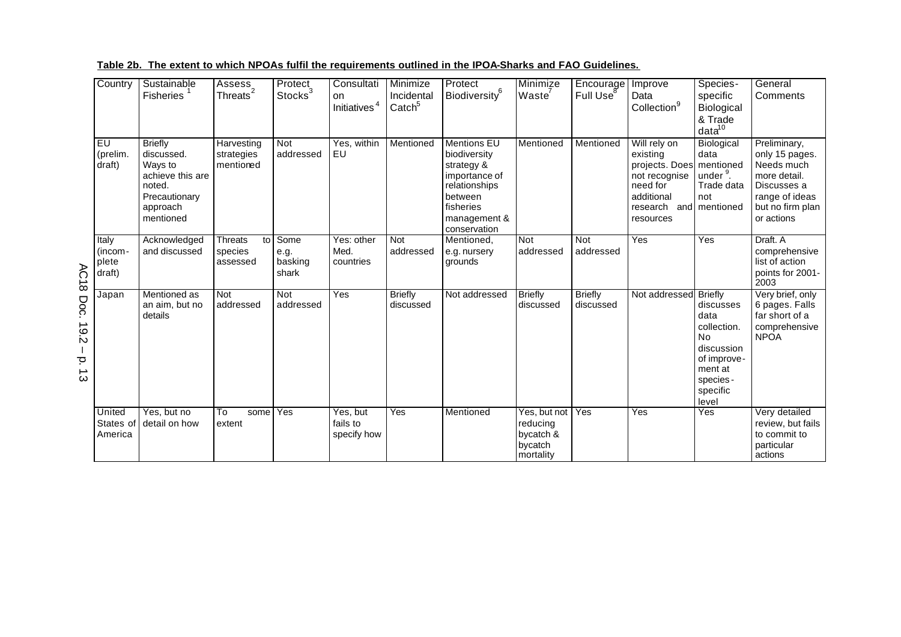**Table 2b. The extent to which NPOAs fulfil the requirements outlined in the IPOA-Sharks and FAO Guidelines.**

| Country | Sustainable Fisheries [1] | Assess Threats [2] | Protect Stocks [3] | Consultation Initiatives [4] | Minimize Incidental Catch [5] | Protect Biodiversity [6] | Minimize Waste [7] | Encourage Full Use [8] | Improve Data Collection [9] | Species-specific Biological & Trade data [10] | General Comments |
|---|---|---|---|---|---|---|---|---|---|---|---|
| EU (prelim. draft) | Briefly discussed. Ways to achieve this are noted. Precautionary approach mentioned | Harvesting strategies mentioned | Not addressed | Yes, within EU | Mentioned | Mentions EU biodiversity strategy & importance of relationships between fisheries management & conservation | Mentioned | Mentioned | Will rely on existing projects. Does not recognise need for additional research and resources | Biological data mentioned under [9]. Trade data not mentioned | Preliminary, only 15 pages. Needs much more detail. Discusses a range of ideas but no firm plan or actions |
| Italy (incomplete draft) | Acknowledged and discussed | Threats to species assessed | Some e.g. basking shark | Yes: other Med. countries | Not addressed | Mentioned, e.g. nursery grounds | Not addressed | Not addressed | Yes | Yes | Draft. A comprehensive list of action points for 2001-2003 |
| Japan | Mentioned as an aim, but no details | Not addressed | Not addressed | Yes | Briefly discussed | Not addressed | Briefly discussed | Briefly discussed | Not addressed | Briefly discusses data collection. No discussion of improvement at species-specific level | Very brief, only 6 pages. Falls far short of a comprehensive NPOA |
| United States of America | Yes, but no detail on how | To some extent | Yes | Yes, but fails to specify how | Yes | Mentioned | Yes, but not reducing bycatch & bycatch mortality | Yes | Yes | Yes | Very detailed review, but fails to commit to particular actions |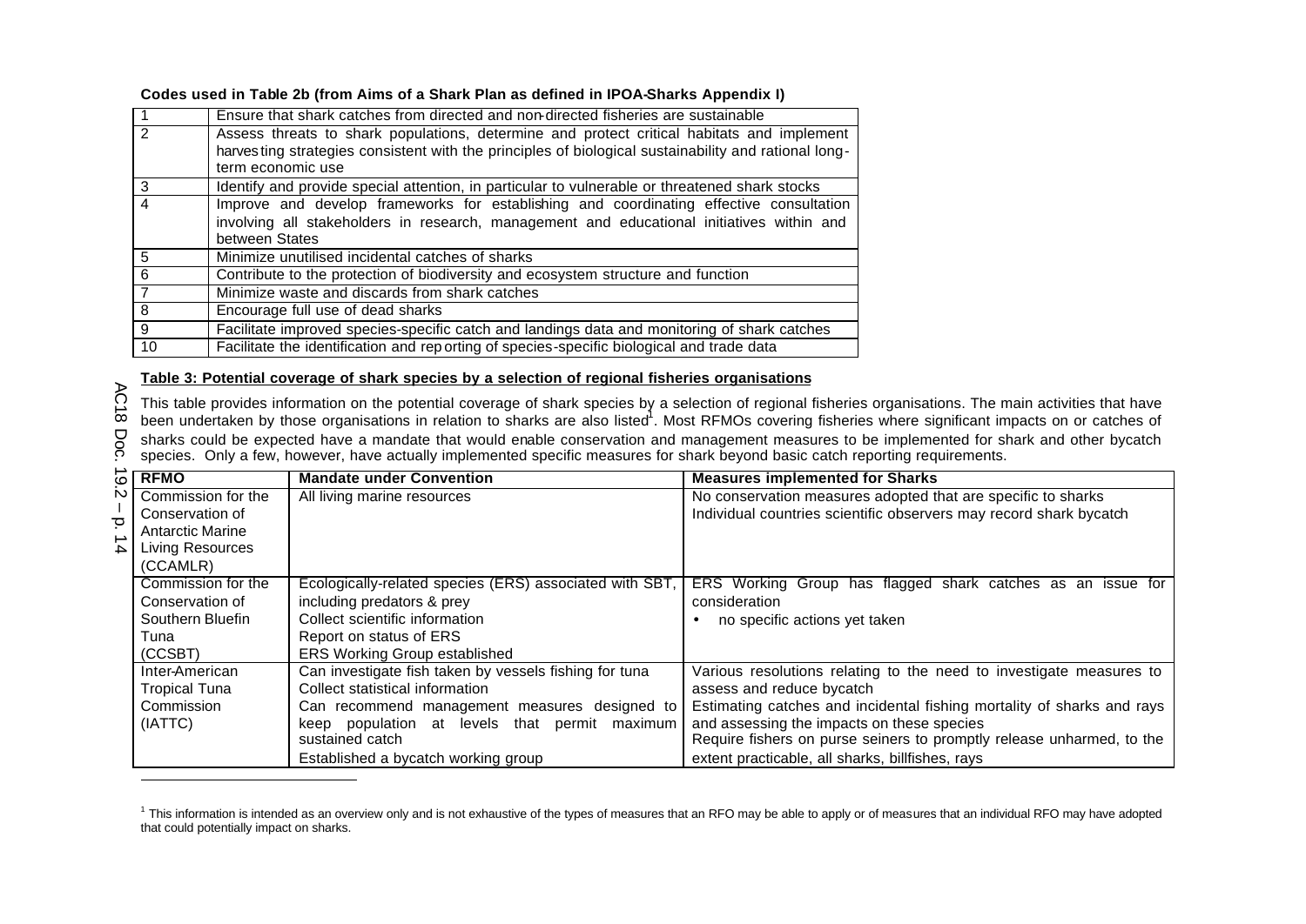**Codes used in Table 2b (from Aims of a Shark Plan as defined in IPOA-Sharks Appendix I)**

| | |
|---|---|
| 1 | Ensure that shark catches from directed and non-directed fisheries are sustainable |
| 2 | Assess threats to shark populations, determine and protect critical habitats and implement harvesting strategies consistent with the principles of biological sustainability and rational long-term economic use |
| 3 | Identify and provide special attention, in particular to vulnerable or threatened shark stocks |
| 4 | Improve and develop frameworks for establishing and coordinating effective consultation involving all stakeholders in research, management and educational initiatives within and between States |
| 5 | Minimize unutilised incidental catches of sharks |
| 6 | Contribute to the protection of biodiversity and ecosystem structure and function |
| 7 | Minimize waste and discards from shark catches |
| 8 | Encourage full use of dead sharks |
| 9 | Facilitate improved species-specific catch and landings data and monitoring of shark catches |
| 10 | Facilitate the identification and reporting of species-specific biological and trade data |

**Table 3: Potential coverage of shark species by a selection of regional fisheries organisations**

This table provides information on the potential coverage of shark species by a selection of regional fisheries organisations. The main activities that have been undertaken by those organisations in relation to sharks are also listed[1]. Most RFMOs covering fisheries where significant impacts on or catches of sharks could be expected have a mandate that would enable conservation and management measures to be implemented for shark and other bycatch species. Only a few, however, have actually implemented specific measures for shark beyond basic catch reporting requirements.

| RFMO | Mandate under Convention | Measures implemented for Sharks |
|---|---|---|
| Commission for the Conservation of Antarctic Marine Living Resources (CCAMLR) | All living marine resources | No conservation measures adopted that are specific to sharks<br>Individual countries scientific observers may record shark bycatch |
| Commission for the Conservation of Southern Bluefin Tuna (CCSBT) | Ecologically-related species (ERS) associated with SBT, including predators & prey<br>Collect scientific information<br>Report on status of ERS<br>ERS Working Group established | ERS Working Group has flagged shark catches as an issue for consideration<br>• no specific actions yet taken |
| Inter-American Tropical Tuna Commission (IATTC) | Can investigate fish taken by vessels fishing for tuna<br>Collect statistical information<br>Can recommend management measures designed to keep population at levels that permit maximum sustained catch<br>Established a bycatch working group | Various resolutions relating to the need to investigate measures to assess and reduce bycatch<br>Estimating catches and incidental fishing mortality of sharks and rays and assessing the impacts on these species<br>Require fishers on purse seiners to promptly release unharmed, to the extent practicable, all sharks, billfishes, rays |

[1] This information is intended as an overview only and is not exhaustive of the types of measures that an RFO may be able to apply or of measures that an individual RFO may have adopted that could potentially impact on sharks.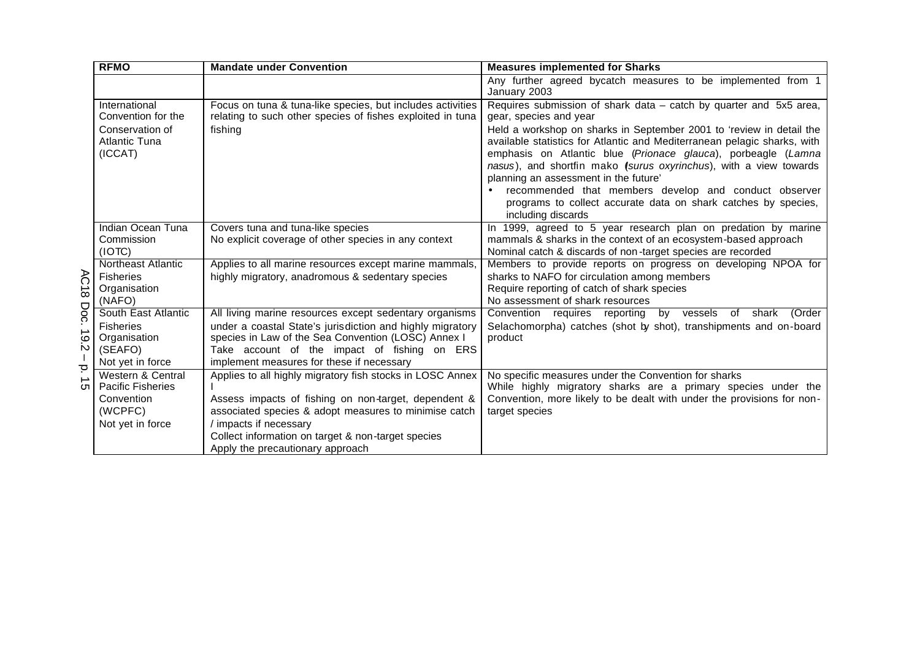| RFMO | Mandate under Convention | Measures implemented for Sharks |
|---|---|---|
| | | Any further agreed bycatch measures to be implemented from 1 January 2003 |
| International Convention for the Conservation of Atlantic Tuna (ICCAT) | Focus on tuna & tuna-like species, but includes activities relating to such other species of fishes exploited in tuna fishing | Requires submission of shark data – catch by quarter and 5x5 area, gear, species and year<br>Held a workshop on sharks in September 2001 to 'review in detail the available statistics for Atlantic and Mediterranean pelagic sharks, with emphasis on Atlantic blue (*Prionace glauca*), porbeagle (*Lamna nasus*), and shortfin mako (*Isurus oxyrinchus*), with a view towards planning an assessment in the future'<br>• recommended that members develop and conduct observer programs to collect accurate data on shark catches by species, including discards |
| Indian Ocean Tuna Commission (IOTC) | Covers tuna and tuna-like species<br>No explicit coverage of other species in any context | In 1999, agreed to 5 year research plan on predation by marine mammals & sharks in the context of an ecosystem-based approach<br>Nominal catch & discards of non-target species are recorded |
| Northeast Atlantic Fisheries Organisation (NAFO) | Applies to all marine resources except marine mammals, highly migratory, anadromous & sedentary species | Members to provide reports on progress on developing NPOA for sharks to NAFO for circulation among members<br>Require reporting of catch of shark species<br>No assessment of shark resources |
| South East Atlantic Fisheries Organisation (SEAFO)<br>Not yet in force | All living marine resources except sedentary organisms under a coastal State's jurisdiction and highly migratory species in Law of the Sea Convention (LOSC) Annex I<br>Take account of the impact of fishing on ERS implement measures for these if necessary | Convention requires reporting by vessels of shark (Order Selachomorpha) catches (shot by shot), transhipments and on-board product |
| Western & Central Pacific Fisheries Convention (WCPFC)<br>Not yet in force | Applies to all highly migratory fish stocks in LOSC Annex I<br>Assess impacts of fishing on non-target, dependent & associated species & adopt measures to minimise catch / impacts if necessary<br>Collect information on target & non-target species<br>Apply the precautionary approach | No specific measures under the Convention for sharks<br>While highly migratory sharks are a primary species under the Convention, more likely to be dealt with under the provisions for non-target species |